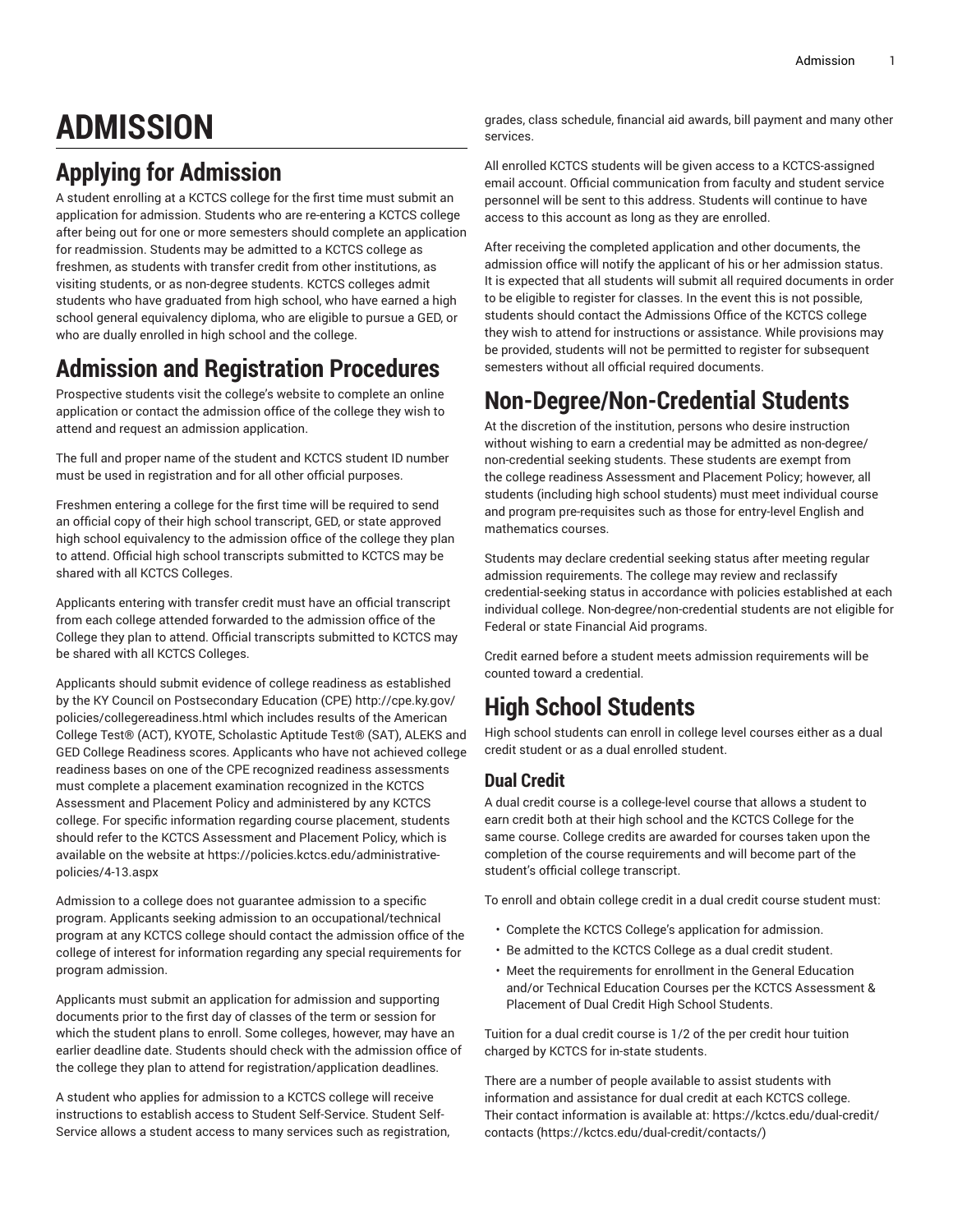# ADMISSION

## Applying for Admission

A student enrolling at a KCTCS college for the first time must submit an application for admission. Students who are re-entering a KCTCS college after being out for one or more semesters should complete an application for readmission. Students may be admitted to a KCTCS college as freshmen, as students with transfer credit from other institutions, as visiting students, or as non-degree students. KCTCS colleges admit students who have graduated from high school, who have earned a high school general equivalency diploma, who are eligible to pursue a GED, or who are dually enrolled in high school and the college.

## Admission and Registration Procedures

Prospective students visit the college's website to complete an online application or contact the admission office of the college they wish to attend and request an admission application.

The full and proper name of the student and KCTCS student ID number must be used in registration and for all other official purposes.

Freshmen entering a college for the first time will be required to send an official copy of their high school transcript, GED, or state approved high school equivalency to the admission office of the college they plan to attend. Official high school transcripts submitted to KCTCS may be shared with all KCTCS Colleges.

Applicants entering with transfer credit must have an official transcript from each college attended forwarded to the admission office of the College they plan to attend. Official transcripts submitted to KCTCS may be shared with all KCTCS Colleges.

Applicants should submit evidence of college readiness as established by the KY Council on Postsecondary Education (CPE) http://cpe.ky.gov/policies/collegereadiness.html which includes results of the American College Test® (ACT), KYOTE, Scholastic Aptitude Test® (SAT), ALEKS and GED College Readiness scores. Applicants who have not achieved college readiness bases on one of the CPE recognized readiness assessments must complete a placement examination recognized in the KCTCS Assessment and Placement Policy and administered by any KCTCS college. For specific information regarding course placement, students should refer to the KCTCS Assessment and Placement Policy, which is available on the website at https://policies.kctcs.edu/administrative-policies/4-13.aspx

Admission to a college does not guarantee admission to a specific program. Applicants seeking admission to an occupational/technical program at any KCTCS college should contact the admission office of the college of interest for information regarding any special requirements for program admission.

Applicants must submit an application for admission and supporting documents prior to the first day of classes of the term or session for which the student plans to enroll. Some colleges, however, may have an earlier deadline date. Students should check with the admission office of the college they plan to attend for registration/application deadlines.

A student who applies for admission to a KCTCS college will receive instructions to establish access to Student Self-Service. Student Self-Service allows a student access to many services such as registration, grades, class schedule, financial aid awards, bill payment and many other services.

All enrolled KCTCS students will be given access to a KCTCS-assigned email account. Official communication from faculty and student service personnel will be sent to this address. Students will continue to have access to this account as long as they are enrolled.

After receiving the completed application and other documents, the admission office will notify the applicant of his or her admission status. It is expected that all students will submit all required documents in order to be eligible to register for classes. In the event this is not possible, students should contact the Admissions Office of the KCTCS college they wish to attend for instructions or assistance. While provisions may be provided, students will not be permitted to register for subsequent semesters without all official required documents.

## Non-Degree/Non-Credential Students

At the discretion of the institution, persons who desire instruction without wishing to earn a credential may be admitted as non-degree/non-credential seeking students. These students are exempt from the college readiness Assessment and Placement Policy; however, all students (including high school students) must meet individual course and program pre-requisites such as those for entry-level English and mathematics courses.

Students may declare credential seeking status after meeting regular admission requirements. The college may review and reclassify credential-seeking status in accordance with policies established at each individual college. Non-degree/non-credential students are not eligible for Federal or state Financial Aid programs.

Credit earned before a student meets admission requirements will be counted toward a credential.

## High School Students

High school students can enroll in college level courses either as a dual credit student or as a dual enrolled student.

### Dual Credit

A dual credit course is a college-level course that allows a student to earn credit both at their high school and the KCTCS College for the same course. College credits are awarded for courses taken upon the completion of the course requirements and will become part of the student's official college transcript.

To enroll and obtain college credit in a dual credit course student must:

- Complete the KCTCS College's application for admission.
- Be admitted to the KCTCS College as a dual credit student.
- Meet the requirements for enrollment in the General Education and/or Technical Education Courses per the KCTCS Assessment & Placement of Dual Credit High School Students.

Tuition for a dual credit course is 1/2 of the per credit hour tuition charged by KCTCS for in-state students.

There are a number of people available to assist students with information and assistance for dual credit at each KCTCS college. Their contact information is available at: https://kctcs.edu/dual-credit/contacts (https://kctcs.edu/dual-credit/contacts/)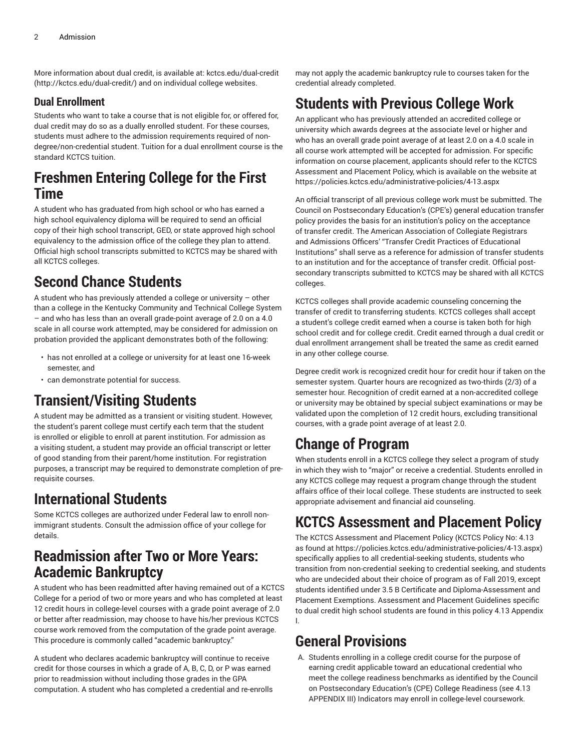More information about dual credit, is available at: kctcs.edu/dual-credit (http://kctcs.edu/dual-credit/) and on individual college websites.

### Dual Enrollment

Students who want to take a course that is not eligible for, or offered for, dual credit may do so as a dually enrolled student. For these courses, students must adhere to the admission requirements required of non-degree/non-credential student. Tuition for a dual enrollment course is the standard KCTCS tuition.

## Freshmen Entering College for the First Time

A student who has graduated from high school or who has earned a high school equivalency diploma will be required to send an official copy of their high school transcript, GED, or state approved high school equivalency to the admission office of the college they plan to attend. Official high school transcripts submitted to KCTCS may be shared with all KCTCS colleges.

## Second Chance Students

A student who has previously attended a college or university – other than a college in the Kentucky Community and Technical College System – and who has less than an overall grade-point average of 2.0 on a 4.0 scale in all course work attempted, may be considered for admission on probation provided the applicant demonstrates both of the following:

- has not enrolled at a college or university for at least one 16-week semester, and
- can demonstrate potential for success.

## Transient/Visiting Students

A student may be admitted as a transient or visiting student. However, the student's parent college must certify each term that the student is enrolled or eligible to enroll at parent institution. For admission as a visiting student, a student may provide an official transcript or letter of good standing from their parent/home institution. For registration purposes, a transcript may be required to demonstrate completion of pre-requisite courses.

## International Students

Some KCTCS colleges are authorized under Federal law to enroll non-immigrant students. Consult the admission office of your college for details.

## Readmission after Two or More Years: Academic Bankruptcy

A student who has been readmitted after having remained out of a KCTCS College for a period of two or more years and who has completed at least 12 credit hours in college-level courses with a grade point average of 2.0 or better after readmission, may choose to have his/her previous KCTCS course work removed from the computation of the grade point average. This procedure is commonly called "academic bankruptcy."

A student who declares academic bankruptcy will continue to receive credit for those courses in which a grade of A, B, C, D, or P was earned prior to readmission without including those grades in the GPA computation. A student who has completed a credential and re-enrolls may not apply the academic bankruptcy rule to courses taken for the credential already completed.

## Students with Previous College Work

An applicant who has previously attended an accredited college or university which awards degrees at the associate level or higher and who has an overall grade point average of at least 2.0 on a 4.0 scale in all course work attempted will be accepted for admission. For specific information on course placement, applicants should refer to the KCTCS Assessment and Placement Policy, which is available on the website at https://policies.kctcs.edu/administrative-policies/4-13.aspx

An official transcript of all previous college work must be submitted. The Council on Postsecondary Education's (CPE's) general education transfer policy provides the basis for an institution's policy on the acceptance of transfer credit. The American Association of Collegiate Registrars and Admissions Officers' "Transfer Credit Practices of Educational Institutions" shall serve as a reference for admission of transfer students to an institution and for the acceptance of transfer credit. Official post-secondary transcripts submitted to KCTCS may be shared with all KCTCS colleges.

KCTCS colleges shall provide academic counseling concerning the transfer of credit to transferring students. KCTCS colleges shall accept a student's college credit earned when a course is taken both for high school credit and for college credit. Credit earned through a dual credit or dual enrollment arrangement shall be treated the same as credit earned in any other college course.

Degree credit work is recognized credit hour for credit hour if taken on the semester system. Quarter hours are recognized as two-thirds (2/3) of a semester hour. Recognition of credit earned at a non-accredited college or university may be obtained by special subject examinations or may be validated upon the completion of 12 credit hours, excluding transitional courses, with a grade point average of at least 2.0.

## Change of Program

When students enroll in a KCTCS college they select a program of study in which they wish to "major" or receive a credential. Students enrolled in any KCTCS college may request a program change through the student affairs office of their local college. These students are instructed to seek appropriate advisement and financial aid counseling.

## KCTCS Assessment and Placement Policy

The KCTCS Assessment and Placement Policy (KCTCS Policy No: 4.13 as found at https://policies.kctcs.edu/administrative-policies/4-13.aspx) specifically applies to all credential-seeking students, students who transition from non-credential seeking to credential seeking, and students who are undecided about their choice of program as of Fall 2019, except students identified under 3.5 B Certificate and Diploma-Assessment and Placement Exemptions. Assessment and Placement Guidelines specific to dual credit high school students are found in this policy 4.13 Appendix I.

## General Provisions

A. Students enrolling in a college credit course for the purpose of earning credit applicable toward an educational credential who meet the college readiness benchmarks as identified by the Council on Postsecondary Education's (CPE) College Readiness (see 4.13 APPENDIX III) Indicators may enroll in college-level coursework.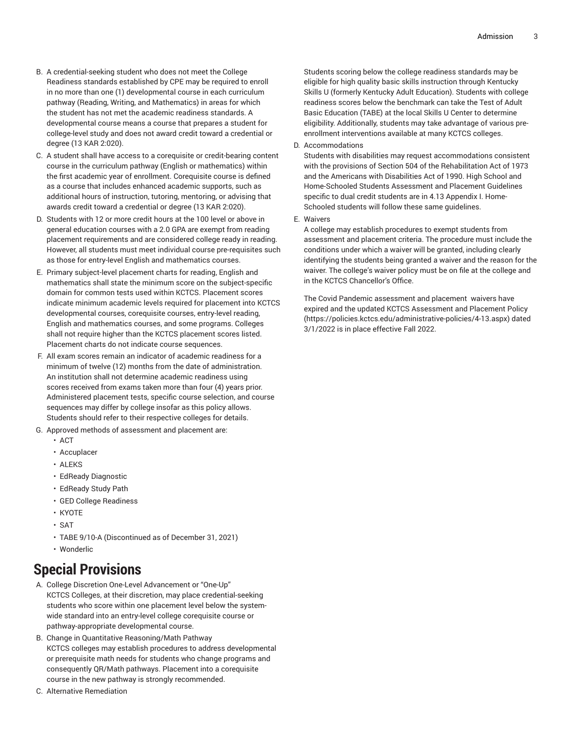B. A credential-seeking student who does not meet the College Readiness standards established by CPE may be required to enroll in no more than one (1) developmental course in each curriculum pathway (Reading, Writing, and Mathematics) in areas for which the student has not met the academic readiness standards. A developmental course means a course that prepares a student for college-level study and does not award credit toward a credential or degree (13 KAR 2:020).

C. A student shall have access to a corequisite or credit-bearing content course in the curriculum pathway (English or mathematics) within the first academic year of enrollment. Corequisite course is defined as a course that includes enhanced academic supports, such as additional hours of instruction, tutoring, mentoring, or advising that awards credit toward a credential or degree (13 KAR 2:020).

D. Students with 12 or more credit hours at the 100 level or above in general education courses with a 2.0 GPA are exempt from reading placement requirements and are considered college ready in reading. However, all students must meet individual course pre-requisites such as those for entry-level English and mathematics courses.

E. Primary subject-level placement charts for reading, English and mathematics shall state the minimum score on the subject-specific domain for common tests used within KCTCS. Placement scores indicate minimum academic levels required for placement into KCTCS developmental courses, corequisite courses, entry-level reading, English and mathematics courses, and some programs. Colleges shall not require higher than the KCTCS placement scores listed. Placement charts do not indicate course sequences.

F. All exam scores remain an indicator of academic readiness for a minimum of twelve (12) months from the date of administration. An institution shall not determine academic readiness using scores received from exams taken more than four (4) years prior. Administered placement tests, specific course selection, and course sequences may differ by college insofar as this policy allows. Students should refer to their respective colleges for details.

G. Approved methods of assessment and placement are:
   - ACT
   - Accuplacer
   - ALEKS
   - EdReady Diagnostic
   - EdReady Study Path
   - GED College Readiness
   - KYOTE
   - SAT
   - TABE 9/10-A (Discontinued as of December 31, 2021)
   - Wonderlic

## Special Provisions

A. College Discretion One-Level Advancement or "One-Up"
KCTCS Colleges, at their discretion, may place credential-seeking students who score within one placement level below the system-wide standard into an entry-level college corequisite course or pathway-appropriate developmental course.

B. Change in Quantitative Reasoning/Math Pathway
KCTCS colleges may establish procedures to address developmental or prerequisite math needs for students who change programs and consequently QR/Math pathways. Placement into a corequisite course in the new pathway is strongly recommended.

C. Alternative Remediation
Students scoring below the college readiness standards may be eligible for high quality basic skills instruction through Kentucky Skills U (formerly Kentucky Adult Education). Students with college readiness scores below the benchmark can take the Test of Adult Basic Education (TABE) at the local Skills U Center to determine eligibility. Additionally, students may take advantage of various pre-enrollment interventions available at many KCTCS colleges.

D. Accommodations
Students with disabilities may request accommodations consistent with the provisions of Section 504 of the Rehabilitation Act of 1973 and the Americans with Disabilities Act of 1990. High School and Home-Schooled Students Assessment and Placement Guidelines specific to dual credit students are in 4.13 Appendix I. Home-Schooled students will follow these same guidelines.

E. Waivers
A college may establish procedures to exempt students from assessment and placement criteria. The procedure must include the conditions under which a waiver will be granted, including clearly identifying the students being granted a waiver and the reason for the waiver. The college's waiver policy must be on file at the college and in the KCTCS Chancellor's Office.

The Covid Pandemic assessment and placement waivers have expired and the updated KCTCS Assessment and Placement Policy (https://policies.kctcs.edu/administrative-policies/4-13.aspx) dated 3/1/2022 is in place effective Fall 2022.